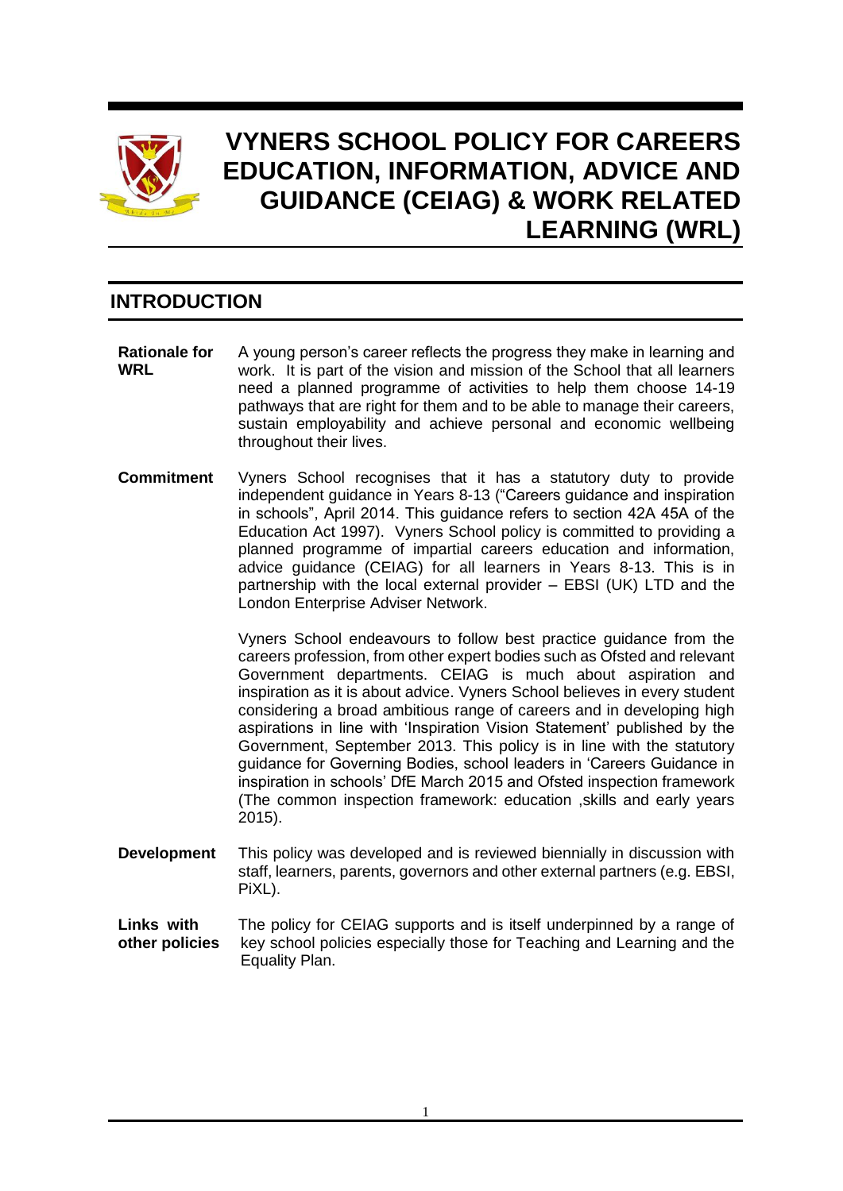# VYNERS SCHOOL POLICY FOR CAREERS EDUCATION, INFORMATION, ADVICE AND GUIDANCE (CEIAG) & WORK RELATED LEARNING (WRL)

## INTRODUCTION

**Rationale for WRL**

A young person's career reflects the progress they make in learning and work. It is part of the vision and mission of the School that all learners need a planned programme of activities to help them choose 14-19 pathways that are right for them and to be able to manage their careers, sustain employability and achieve personal and economic wellbeing throughout their lives.

**Commitment**

Vyners School recognises that it has a statutory duty to provide independent guidance in Years 8-13 ("Careers guidance and inspiration in schools", April 2014. This guidance refers to section 42A 45A of the Education Act 1997). Vyners School policy is committed to providing a planned programme of impartial careers education and information, advice guidance (CEIAG) for all learners in Years 8-13. This is in partnership with the local external provider – EBSI (UK) LTD and the London Enterprise Adviser Network.

Vyners School endeavours to follow best practice guidance from the careers profession, from other expert bodies such as Ofsted and relevant Government departments. CEIAG is much about aspiration and inspiration as it is about advice. Vyners School believes in every student considering a broad ambitious range of careers and in developing high aspirations in line with 'Inspiration Vision Statement' published by the Government, September 2013. This policy is in line with the statutory guidance for Governing Bodies, school leaders in 'Careers Guidance in inspiration in schools' DfE March 2015 and Ofsted inspection framework (The common inspection framework: education ,skills and early years 2015).

**Development**

This policy was developed and is reviewed biennially in discussion with staff, learners, parents, governors and other external partners (e.g. EBSI, PiXL).

**Links with other policies**

The policy for CEIAG supports and is itself underpinned by a range of key school policies especially those for Teaching and Learning and the Equality Plan.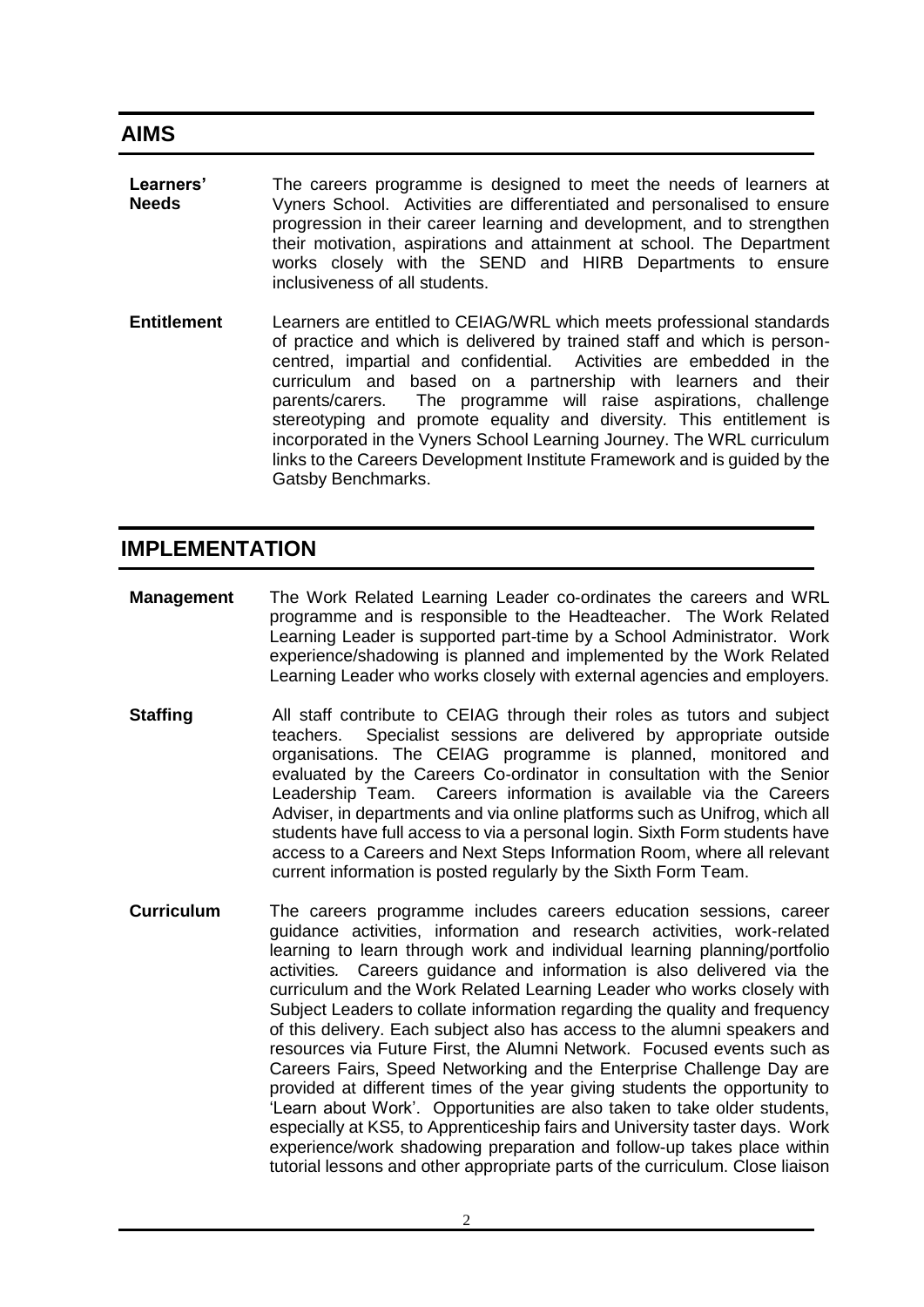## AIMS

**Learners' Needs**

The careers programme is designed to meet the needs of learners at Vyners School. Activities are differentiated and personalised to ensure progression in their career learning and development, and to strengthen their motivation, aspirations and attainment at school. The Department works closely with the SEND and HIRB Departments to ensure inclusiveness of all students.

**Entitlement**

Learners are entitled to CEIAG/WRL which meets professional standards of practice and which is delivered by trained staff and which is person-centred, impartial and confidential. Activities are embedded in the curriculum and based on a partnership with learners and their parents/carers. The programme will raise aspirations, challenge stereotyping and promote equality and diversity. This entitlement is incorporated in the Vyners School Learning Journey. The WRL curriculum links to the Careers Development Institute Framework and is guided by the Gatsby Benchmarks.

## IMPLEMENTATION

**Management**

The Work Related Learning Leader co-ordinates the careers and WRL programme and is responsible to the Headteacher. The Work Related Learning Leader is supported part-time by a School Administrator. Work experience/shadowing is planned and implemented by the Work Related Learning Leader who works closely with external agencies and employers.

**Staffing**

All staff contribute to CEIAG through their roles as tutors and subject teachers. Specialist sessions are delivered by appropriate outside organisations. The CEIAG programme is planned, monitored and evaluated by the Careers Co-ordinator in consultation with the Senior Leadership Team. Careers information is available via the Careers Adviser, in departments and via online platforms such as Unifrog, which all students have full access to via a personal login. Sixth Form students have access to a Careers and Next Steps Information Room, where all relevant current information is posted regularly by the Sixth Form Team.

**Curriculum**

The careers programme includes careers education sessions, career guidance activities, information and research activities, work-related learning to learn through work and individual learning planning/portfolio activities. Careers guidance and information is also delivered via the curriculum and the Work Related Learning Leader who works closely with Subject Leaders to collate information regarding the quality and frequency of this delivery. Each subject also has access to the alumni speakers and resources via Future First, the Alumni Network. Focused events such as Careers Fairs, Speed Networking and the Enterprise Challenge Day are provided at different times of the year giving students the opportunity to 'Learn about Work'. Opportunities are also taken to take older students, especially at KS5, to Apprenticeship fairs and University taster days. Work experience/work shadowing preparation and follow-up takes place within tutorial lessons and other appropriate parts of the curriculum. Close liaison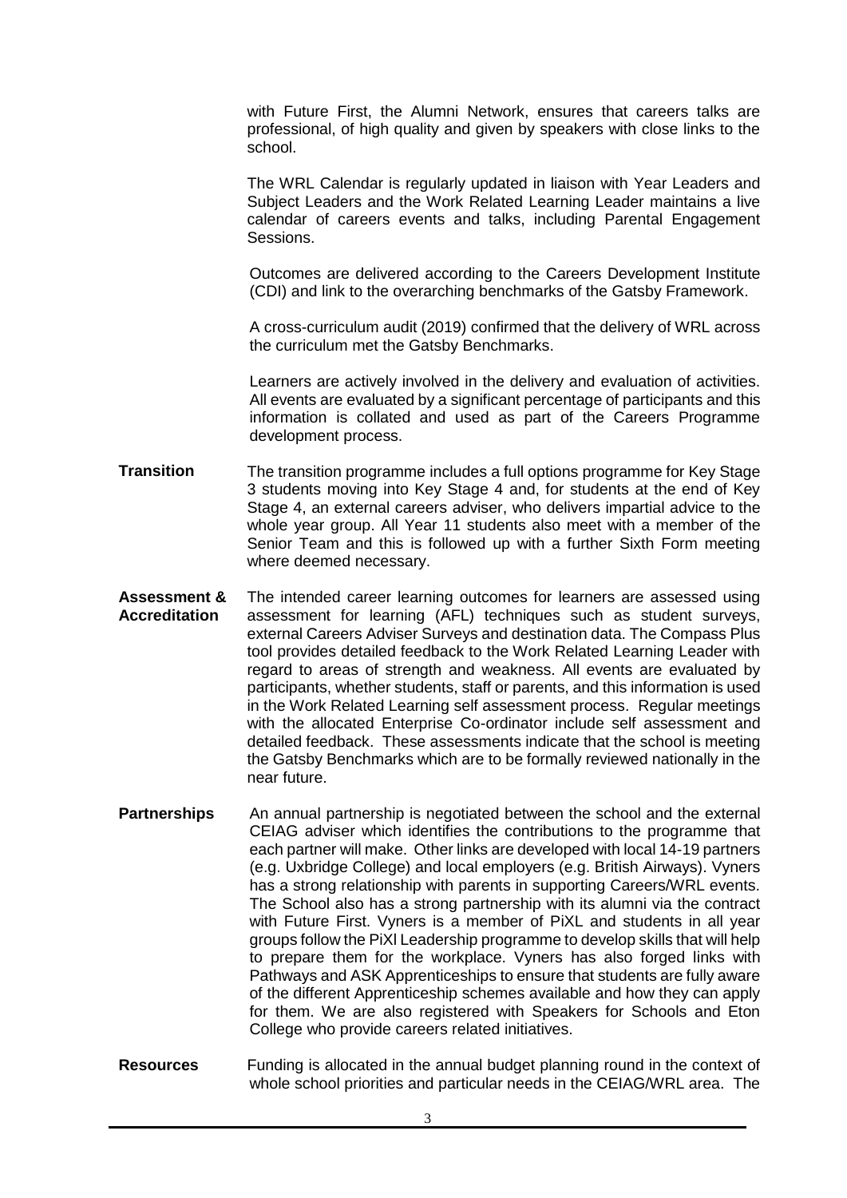with Future First, the Alumni Network, ensures that careers talks are professional, of high quality and given by speakers with close links to the school.

The WRL Calendar is regularly updated in liaison with Year Leaders and Subject Leaders and the Work Related Learning Leader maintains a live calendar of careers events and talks, including Parental Engagement Sessions.

Outcomes are delivered according to the Careers Development Institute (CDI) and link to the overarching benchmarks of the Gatsby Framework.

A cross-curriculum audit (2019) confirmed that the delivery of WRL across the curriculum met the Gatsby Benchmarks.

Learners are actively involved in the delivery and evaluation of activities. All events are evaluated by a significant percentage of participants and this information is collated and used as part of the Careers Programme development process.

**Transition**

The transition programme includes a full options programme for Key Stage 3 students moving into Key Stage 4 and, for students at the end of Key Stage 4, an external careers adviser, who delivers impartial advice to the whole year group. All Year 11 students also meet with a member of the Senior Team and this is followed up with a further Sixth Form meeting where deemed necessary.

**Assessment & Accreditation**

The intended career learning outcomes for learners are assessed using assessment for learning (AFL) techniques such as student surveys, external Careers Adviser Surveys and destination data. The Compass Plus tool provides detailed feedback to the Work Related Learning Leader with regard to areas of strength and weakness. All events are evaluated by participants, whether students, staff or parents, and this information is used in the Work Related Learning self assessment process. Regular meetings with the allocated Enterprise Co-ordinator include self assessment and detailed feedback. These assessments indicate that the school is meeting the Gatsby Benchmarks which are to be formally reviewed nationally in the near future.

**Partnerships**

An annual partnership is negotiated between the school and the external CEIAG adviser which identifies the contributions to the programme that each partner will make. Other links are developed with local 14-19 partners (e.g. Uxbridge College) and local employers (e.g. British Airways). Vyners has a strong relationship with parents in supporting Careers/WRL events. The School also has a strong partnership with its alumni via the contract with Future First. Vyners is a member of PiXL and students in all year groups follow the PiXl Leadership programme to develop skills that will help to prepare them for the workplace. Vyners has also forged links with Pathways and ASK Apprenticeships to ensure that students are fully aware of the different Apprenticeship schemes available and how they can apply for them. We are also registered with Speakers for Schools and Eton College who provide careers related initiatives.

**Resources**

Funding is allocated in the annual budget planning round in the context of whole school priorities and particular needs in the CEIAG/WRL area. The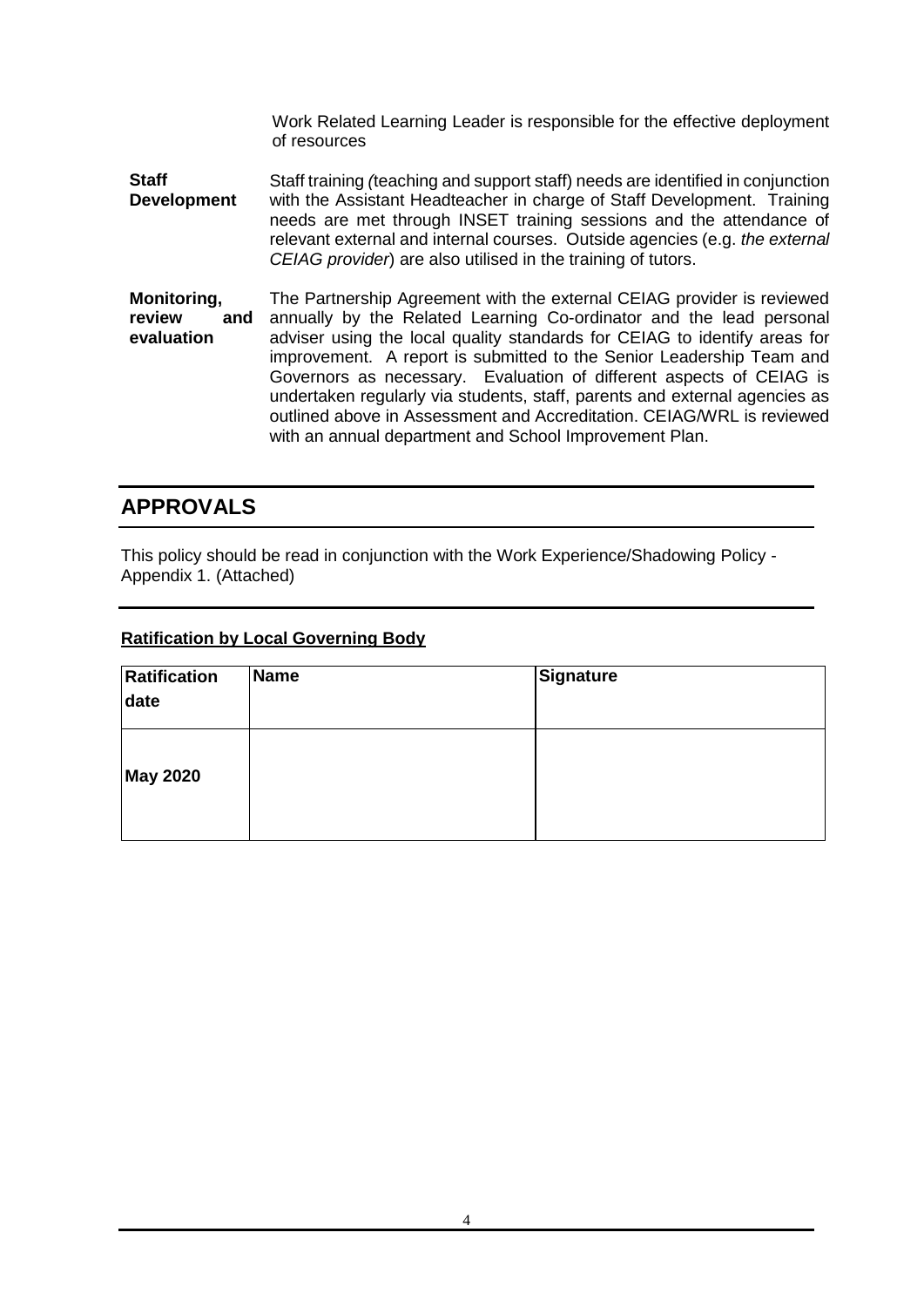Work Related Learning Leader is responsible for the effective deployment of resources

**Staff Development**

Staff training *(*teaching and support staff) needs are identified in conjunction with the Assistant Headteacher in charge of Staff Development. Training needs are met through INSET training sessions and the attendance of relevant external and internal courses. Outside agencies (e.g. *the external CEIAG provider*) are also utilised in the training of tutors.

**Monitoring, review and evaluation**

The Partnership Agreement with the external CEIAG provider is reviewed annually by the Related Learning Co-ordinator and the lead personal adviser using the local quality standards for CEIAG to identify areas for improvement. A report is submitted to the Senior Leadership Team and Governors as necessary. Evaluation of different aspects of CEIAG is undertaken regularly via students, staff, parents and external agencies as outlined above in Assessment and Accreditation. CEIAG/WRL is reviewed with an annual department and School Improvement Plan.

## APPROVALS

This policy should be read in conjunction with the Work Experience/Shadowing Policy - Appendix 1. (Attached)

**Ratification by Local Governing Body**

| Ratification date | Name | Signature |
|---|---|---|
| May 2020 | | |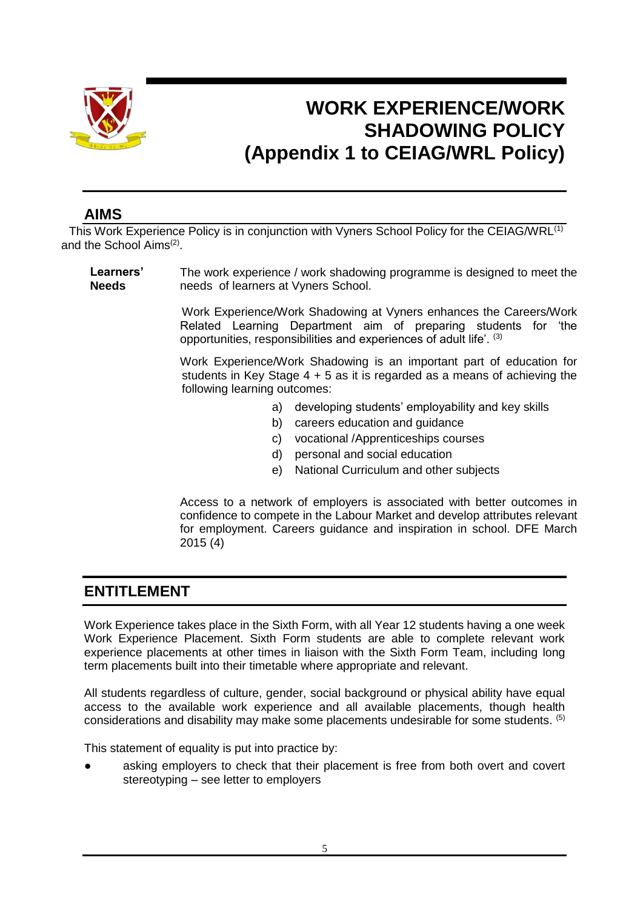# WORK EXPERIENCE/WORK SHADOWING POLICY (Appendix 1 to CEIAG/WRL Policy)

## AIMS

This Work Experience Policy is in conjunction with Vyners School Policy for the CEIAG/WRL[1] and the School Aims[2].

**Learners' Needs**

The work experience / work shadowing programme is designed to meet the needs of learners at Vyners School.

Work Experience/Work Shadowing at Vyners enhances the Careers/Work Related Learning Department aim of preparing students for 'the opportunities, responsibilities and experiences of adult life'. [3]

Work Experience/Work Shadowing is an important part of education for students in Key Stage 4 + 5 as it is regarded as a means of achieving the following learning outcomes:

a) developing students' employability and key skills
b) careers education and guidance
c) vocational /Apprenticeships courses
d) personal and social education
e) National Curriculum and other subjects

Access to a network of employers is associated with better outcomes in confidence to compete in the Labour Market and develop attributes relevant for employment. Careers guidance and inspiration in school. DFE March 2015 (4)

## ENTITLEMENT

Work Experience takes place in the Sixth Form, with all Year 12 students having a one week Work Experience Placement. Sixth Form students are able to complete relevant work experience placements at other times in liaison with the Sixth Form Team, including long term placements built into their timetable where appropriate and relevant.

All students regardless of culture, gender, social background or physical ability have equal access to the available work experience and all available placements, though health considerations and disability may make some placements undesirable for some students. [5]

This statement of equality is put into practice by:

- asking employers to check that their placement is free from both overt and covert stereotyping – see letter to employers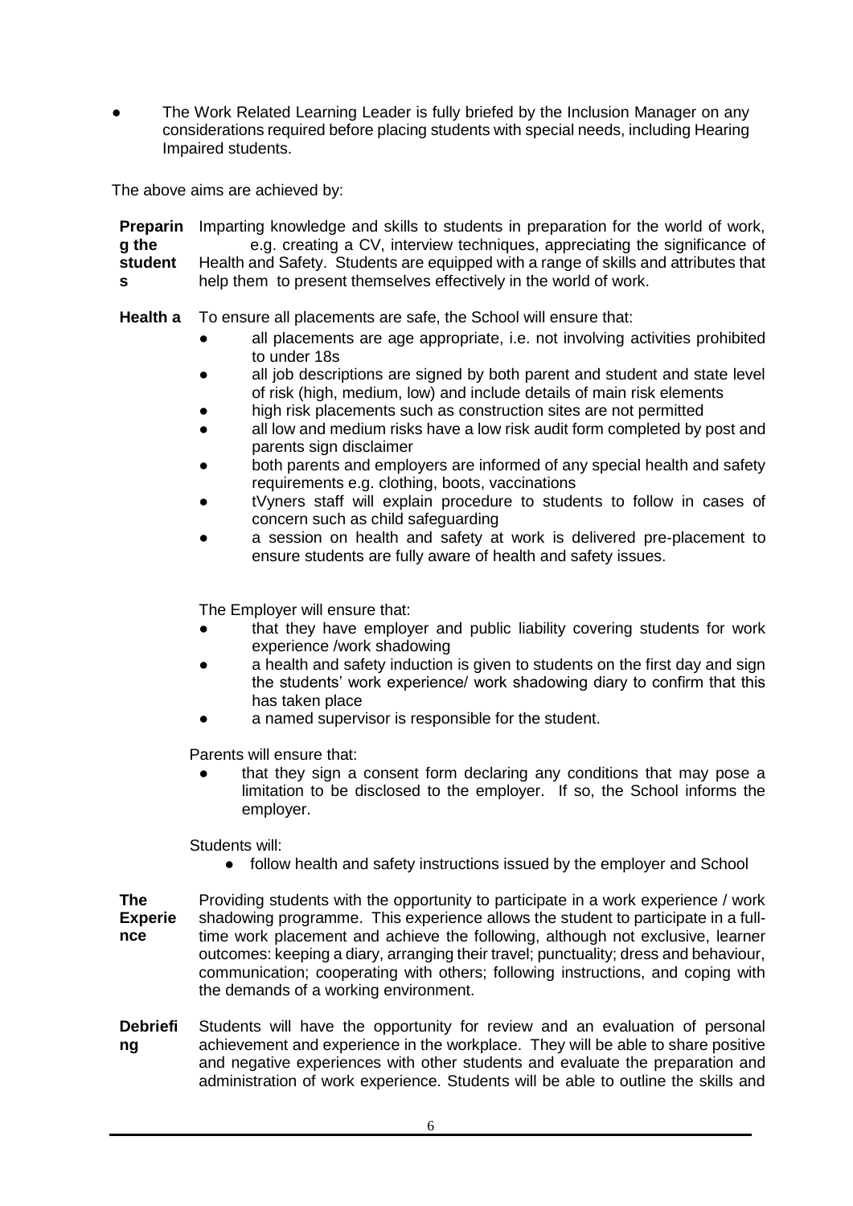- The Work Related Learning Leader is fully briefed by the Inclusion Manager on any considerations required before placing students with special needs, including Hearing Impaired students.

The above aims are achieved by:

**Preparing the students** Imparting knowledge and skills to students in preparation for the world of work, e.g. creating a CV, interview techniques, appreciating the significance of Health and Safety. Students are equipped with a range of skills and attributes that help them to present themselves effectively in the world of work.

**Health a** To ensure all placements are safe, the School will ensure that:

- all placements are age appropriate, i.e. not involving activities prohibited to under 18s
- all job descriptions are signed by both parent and student and state level of risk (high, medium, low) and include details of main risk elements
- high risk placements such as construction sites are not permitted
- all low and medium risks have a low risk audit form completed by post and parents sign disclaimer
- both parents and employers are informed of any special health and safety requirements e.g. clothing, boots, vaccinations
- tVyners staff will explain procedure to students to follow in cases of concern such as child safeguarding
- a session on health and safety at work is delivered pre-placement to ensure students are fully aware of health and safety issues.

The Employer will ensure that:

- that they have employer and public liability covering students for work experience /work shadowing
- a health and safety induction is given to students on the first day and sign the students' work experience/ work shadowing diary to confirm that this has taken place
- a named supervisor is responsible for the student.

Parents will ensure that:

- that they sign a consent form declaring any conditions that may pose a limitation to be disclosed to the employer. If so, the School informs the employer.

Students will:

- follow health and safety instructions issued by the employer and School

**The Experience** Providing students with the opportunity to participate in a work experience / work shadowing programme. This experience allows the student to participate in a full-time work placement and achieve the following, although not exclusive, learner outcomes: keeping a diary, arranging their travel; punctuality; dress and behaviour, communication; cooperating with others; following instructions, and coping with the demands of a working environment.

**Debriefing** Students will have the opportunity for review and an evaluation of personal achievement and experience in the workplace. They will be able to share positive and negative experiences with other students and evaluate the preparation and administration of work experience. Students will be able to outline the skills and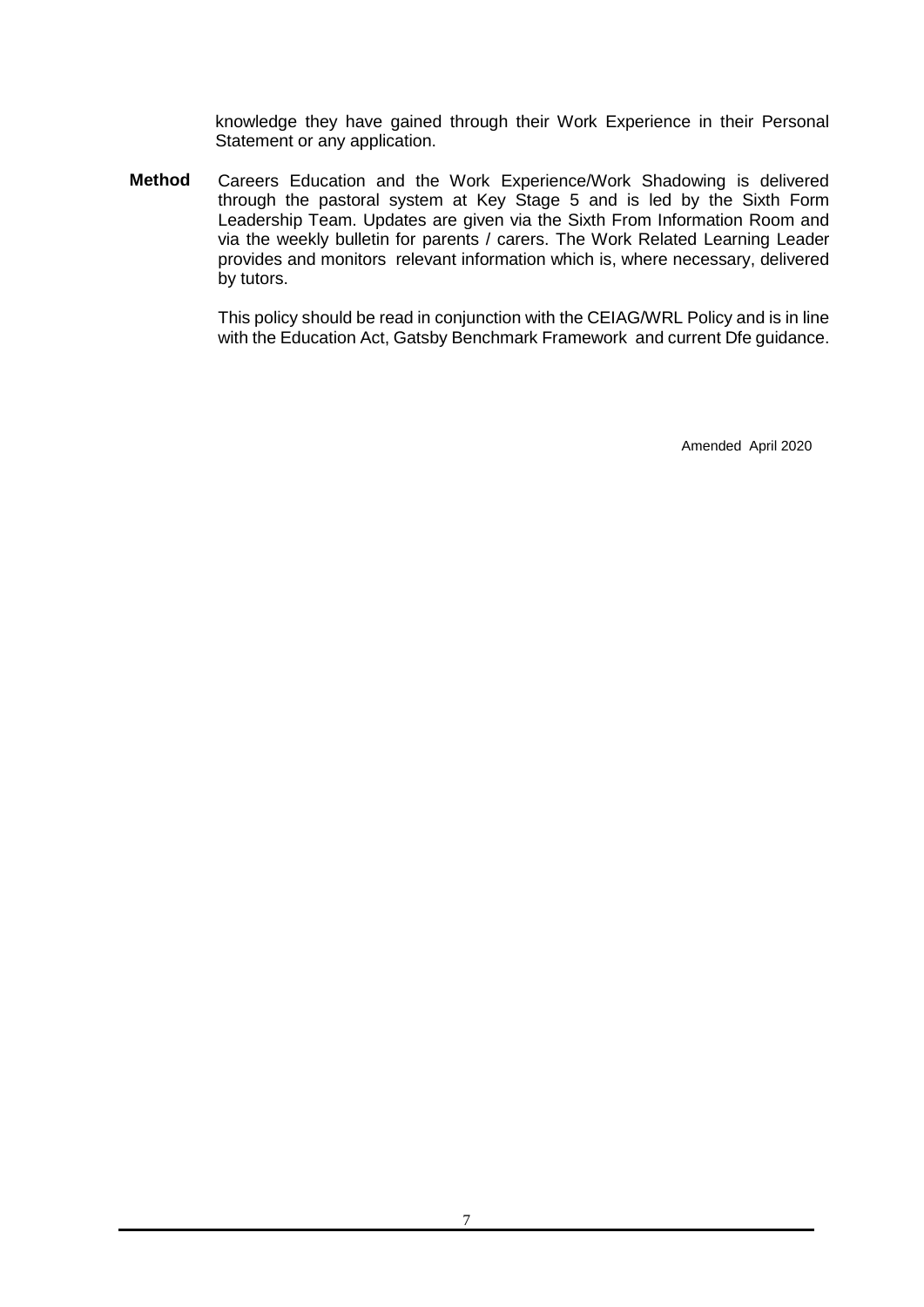knowledge they have gained through their Work Experience in their Personal Statement or any application.

**Method** Careers Education and the Work Experience/Work Shadowing is delivered through the pastoral system at Key Stage 5 and is led by the Sixth Form Leadership Team. Updates are given via the Sixth From Information Room and via the weekly bulletin for parents / carers. The Work Related Learning Leader provides and monitors relevant information which is, where necessary, delivered by tutors.

This policy should be read in conjunction with the CEIAG/WRL Policy and is in line with the Education Act, Gatsby Benchmark Framework and current Dfe guidance.

Amended April 2020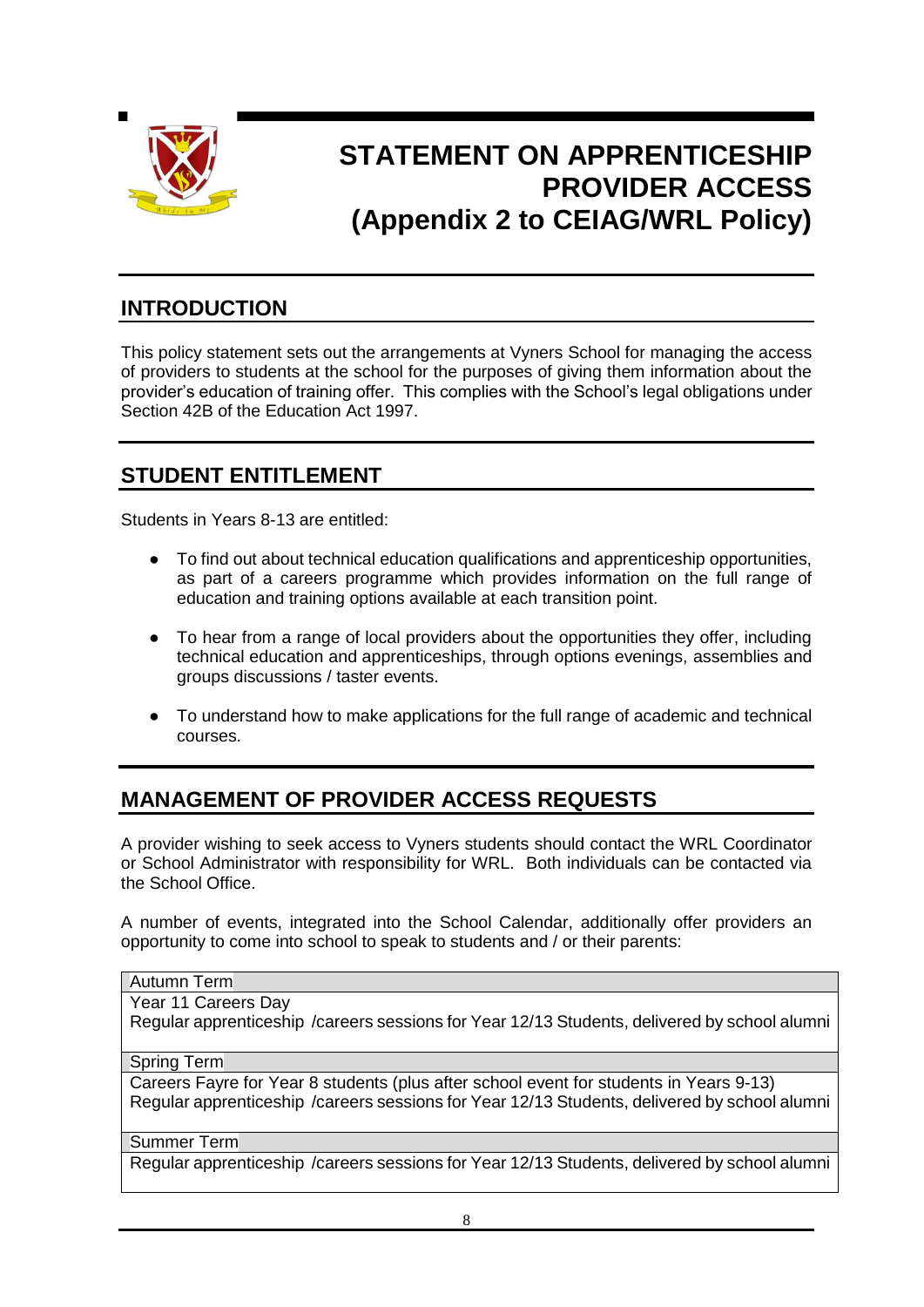# STATEMENT ON APPRENTICESHIP PROVIDER ACCESS (Appendix 2 to CEIAG/WRL Policy)

## INTRODUCTION

This policy statement sets out the arrangements at Vyners School for managing the access of providers to students at the school for the purposes of giving them information about the provider's education of training offer. This complies with the School's legal obligations under Section 42B of the Education Act 1997.

## STUDENT ENTITLEMENT

Students in Years 8-13 are entitled:

- To find out about technical education qualifications and apprenticeship opportunities, as part of a careers programme which provides information on the full range of education and training options available at each transition point.
- To hear from a range of local providers about the opportunities they offer, including technical education and apprenticeships, through options evenings, assemblies and groups discussions / taster events.
- To understand how to make applications for the full range of academic and technical courses.

## MANAGEMENT OF PROVIDER ACCESS REQUESTS

A provider wishing to seek access to Vyners students should contact the WRL Coordinator or School Administrator with responsibility for WRL. Both individuals can be contacted via the School Office.

A number of events, integrated into the School Calendar, additionally offer providers an opportunity to come into school to speak to students and / or their parents:

| |
|---|
| Autumn Term |
| Year 11 Careers Day<br>Regular apprenticeship /careers sessions for Year 12/13 Students, delivered by school alumni |
| Spring Term |
| Careers Fayre for Year 8 students (plus after school event for students in Years 9-13)<br>Regular apprenticeship /careers sessions for Year 12/13 Students, delivered by school alumni |
| Summer Term |
| Regular apprenticeship /careers sessions for Year 12/13 Students, delivered by school alumni |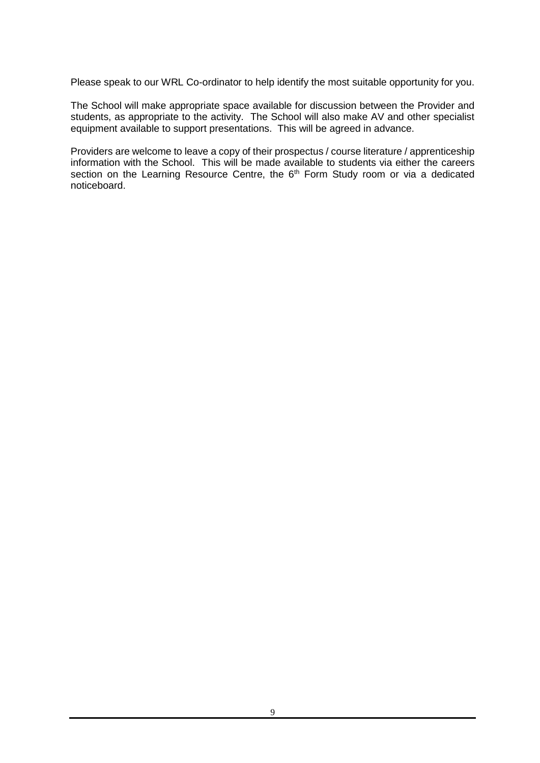Please speak to our WRL Co-ordinator to help identify the most suitable opportunity for you.

The School will make appropriate space available for discussion between the Provider and students, as appropriate to the activity. The School will also make AV and other specialist equipment available to support presentations. This will be agreed in advance.

Providers are welcome to leave a copy of their prospectus / course literature / apprenticeship information with the School. This will be made available to students via either the careers section on the Learning Resource Centre, the 6th Form Study room or via a dedicated noticeboard.